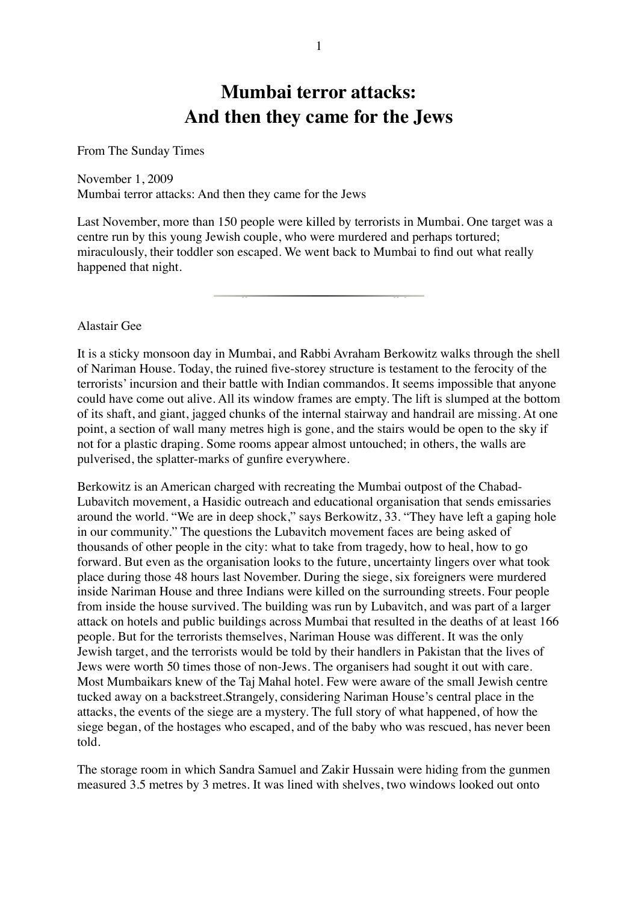# Mumbai terror attacks:
# And then they came for the Jews

From The Sunday Times

November 1, 2009
Mumbai terror attacks: And then they came for the Jews

Last November, more than 150 people were killed by terrorists in Mumbai. One target was a centre run by this young Jewish couple, who were murdered and perhaps tortured; miraculously, their toddler son escaped. We went back to Mumbai to find out what really happened that night.

---

Alastair Gee

It is a sticky monsoon day in Mumbai, and Rabbi Avraham Berkowitz walks through the shell of Nariman House. Today, the ruined five-storey structure is testament to the ferocity of the terrorists' incursion and their battle with Indian commandos. It seems impossible that anyone could have come out alive. All its window frames are empty. The lift is slumped at the bottom of its shaft, and giant, jagged chunks of the internal stairway and handrail are missing. At one point, a section of wall many metres high is gone, and the stairs would be open to the sky if not for a plastic draping. Some rooms appear almost untouched; in others, the walls are pulverised, the splatter-marks of gunfire everywhere.

Berkowitz is an American charged with recreating the Mumbai outpost of the Chabad-Lubavitch movement, a Hasidic outreach and educational organisation that sends emissaries around the world. "We are in deep shock," says Berkowitz, 33. "They have left a gaping hole in our community." The questions the Lubavitch movement faces are being asked of thousands of other people in the city: what to take from tragedy, how to heal, how to go forward. But even as the organisation looks to the future, uncertainty lingers over what took place during those 48 hours last November. During the siege, six foreigners were murdered inside Nariman House and three Indians were killed on the surrounding streets. Four people from inside the house survived. The building was run by Lubavitch, and was part of a larger attack on hotels and public buildings across Mumbai that resulted in the deaths of at least 166 people. But for the terrorists themselves, Nariman House was different. It was the only Jewish target, and the terrorists would be told by their handlers in Pakistan that the lives of Jews were worth 50 times those of non-Jews. The organisers had sought it out with care. Most Mumbaikars knew of the Taj Mahal hotel. Few were aware of the small Jewish centre tucked away on a backstreet.Strangely, considering Nariman House's central place in the attacks, the events of the siege are a mystery. The full story of what happened, of how the siege began, of the hostages who escaped, and of the baby who was rescued, has never been told.

The storage room in which Sandra Samuel and Zakir Hussain were hiding from the gunmen measured 3.5 metres by 3 metres. It was lined with shelves, two windows looked out onto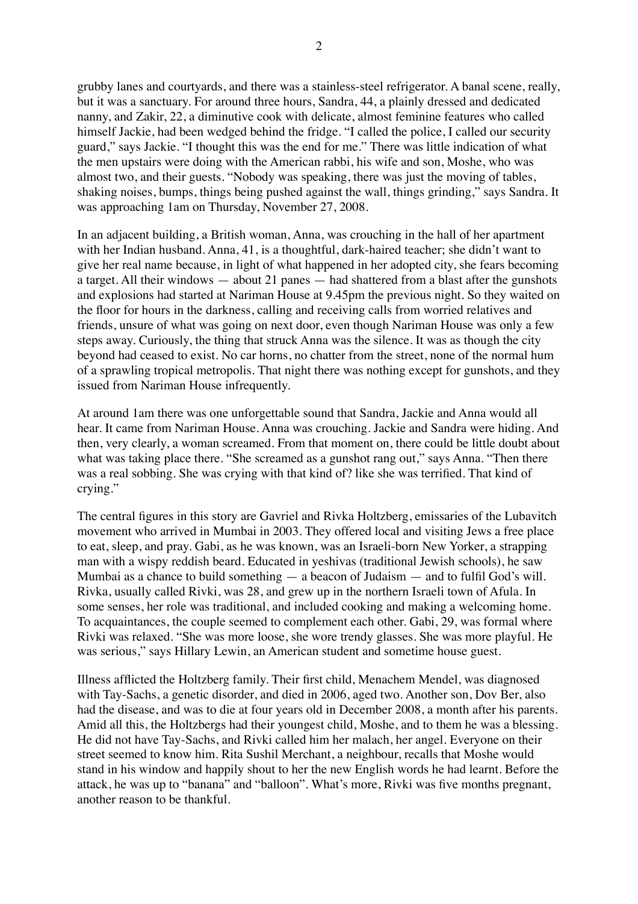grubby lanes and courtyards, and there was a stainless-steel refrigerator. A banal scene, really, but it was a sanctuary. For around three hours, Sandra, 44, a plainly dressed and dedicated nanny, and Zakir, 22, a diminutive cook with delicate, almost feminine features who called himself Jackie, had been wedged behind the fridge. "I called the police, I called our security guard," says Jackie. "I thought this was the end for me." There was little indication of what the men upstairs were doing with the American rabbi, his wife and son, Moshe, who was almost two, and their guests. "Nobody was speaking, there was just the moving of tables, shaking noises, bumps, things being pushed against the wall, things grinding," says Sandra. It was approaching 1am on Thursday, November 27, 2008.

In an adjacent building, a British woman, Anna, was crouching in the hall of her apartment with her Indian husband. Anna, 41, is a thoughtful, dark-haired teacher; she didn't want to give her real name because, in light of what happened in her adopted city, she fears becoming a target. All their windows — about 21 panes — had shattered from a blast after the gunshots and explosions had started at Nariman House at 9.45pm the previous night. So they waited on the floor for hours in the darkness, calling and receiving calls from worried relatives and friends, unsure of what was going on next door, even though Nariman House was only a few steps away. Curiously, the thing that struck Anna was the silence. It was as though the city beyond had ceased to exist. No car horns, no chatter from the street, none of the normal hum of a sprawling tropical metropolis. That night there was nothing except for gunshots, and they issued from Nariman House infrequently.

At around 1am there was one unforgettable sound that Sandra, Jackie and Anna would all hear. It came from Nariman House. Anna was crouching. Jackie and Sandra were hiding. And then, very clearly, a woman screamed. From that moment on, there could be little doubt about what was taking place there. "She screamed as a gunshot rang out," says Anna. "Then there was a real sobbing. She was crying with that kind of? like she was terrified. That kind of crying."

The central figures in this story are Gavriel and Rivka Holtzberg, emissaries of the Lubavitch movement who arrived in Mumbai in 2003. They offered local and visiting Jews a free place to eat, sleep, and pray. Gabi, as he was known, was an Israeli-born New Yorker, a strapping man with a wispy reddish beard. Educated in yeshivas (traditional Jewish schools), he saw Mumbai as a chance to build something — a beacon of Judaism — and to fulfil God's will. Rivka, usually called Rivki, was 28, and grew up in the northern Israeli town of Afula. In some senses, her role was traditional, and included cooking and making a welcoming home. To acquaintances, the couple seemed to complement each other. Gabi, 29, was formal where Rivki was relaxed. "She was more loose, she wore trendy glasses. She was more playful. He was serious," says Hillary Lewin, an American student and sometime house guest.

Illness afflicted the Holtzberg family. Their first child, Menachem Mendel, was diagnosed with Tay-Sachs, a genetic disorder, and died in 2006, aged two. Another son, Dov Ber, also had the disease, and was to die at four years old in December 2008, a month after his parents. Amid all this, the Holtzbergs had their youngest child, Moshe, and to them he was a blessing. He did not have Tay-Sachs, and Rivki called him her malach, her angel. Everyone on their street seemed to know him. Rita Sushil Merchant, a neighbour, recalls that Moshe would stand in his window and happily shout to her the new English words he had learnt. Before the attack, he was up to "banana" and "balloon". What's more, Rivki was five months pregnant, another reason to be thankful.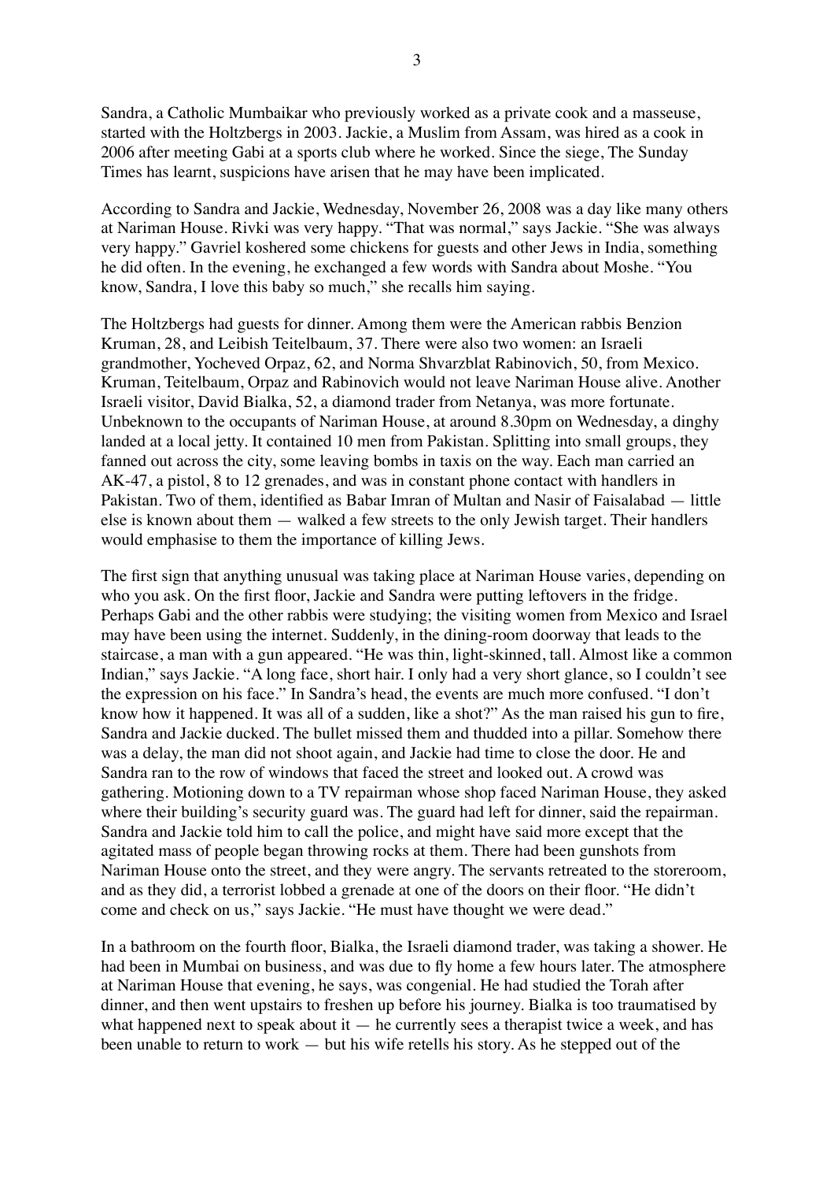Sandra, a Catholic Mumbaikar who previously worked as a private cook and a masseuse, started with the Holtzbergs in 2003. Jackie, a Muslim from Assam, was hired as a cook in 2006 after meeting Gabi at a sports club where he worked. Since the siege, The Sunday Times has learnt, suspicions have arisen that he may have been implicated.

According to Sandra and Jackie, Wednesday, November 26, 2008 was a day like many others at Nariman House. Rivki was very happy. "That was normal," says Jackie. "She was always very happy." Gavriel koshered some chickens for guests and other Jews in India, something he did often. In the evening, he exchanged a few words with Sandra about Moshe. "You know, Sandra, I love this baby so much," she recalls him saying.

The Holtzbergs had guests for dinner. Among them were the American rabbis Benzion Kruman, 28, and Leibish Teitelbaum, 37. There were also two women: an Israeli grandmother, Yocheved Orpaz, 62, and Norma Shvarzblat Rabinovich, 50, from Mexico. Kruman, Teitelbaum, Orpaz and Rabinovich would not leave Nariman House alive. Another Israeli visitor, David Bialka, 52, a diamond trader from Netanya, was more fortunate. Unbeknown to the occupants of Nariman House, at around 8.30pm on Wednesday, a dinghy landed at a local jetty. It contained 10 men from Pakistan. Splitting into small groups, they fanned out across the city, some leaving bombs in taxis on the way. Each man carried an AK-47, a pistol, 8 to 12 grenades, and was in constant phone contact with handlers in Pakistan. Two of them, identified as Babar Imran of Multan and Nasir of Faisalabad — little else is known about them — walked a few streets to the only Jewish target. Their handlers would emphasise to them the importance of killing Jews.

The first sign that anything unusual was taking place at Nariman House varies, depending on who you ask. On the first floor, Jackie and Sandra were putting leftovers in the fridge. Perhaps Gabi and the other rabbis were studying; the visiting women from Mexico and Israel may have been using the internet. Suddenly, in the dining-room doorway that leads to the staircase, a man with a gun appeared. "He was thin, light-skinned, tall. Almost like a common Indian," says Jackie. "A long face, short hair. I only had a very short glance, so I couldn't see the expression on his face." In Sandra's head, the events are much more confused. "I don't know how it happened. It was all of a sudden, like a shot?" As the man raised his gun to fire, Sandra and Jackie ducked. The bullet missed them and thudded into a pillar. Somehow there was a delay, the man did not shoot again, and Jackie had time to close the door. He and Sandra ran to the row of windows that faced the street and looked out. A crowd was gathering. Motioning down to a TV repairman whose shop faced Nariman House, they asked where their building's security guard was. The guard had left for dinner, said the repairman. Sandra and Jackie told him to call the police, and might have said more except that the agitated mass of people began throwing rocks at them. There had been gunshots from Nariman House onto the street, and they were angry. The servants retreated to the storeroom, and as they did, a terrorist lobbed a grenade at one of the doors on their floor. "He didn't come and check on us," says Jackie. "He must have thought we were dead."

In a bathroom on the fourth floor, Bialka, the Israeli diamond trader, was taking a shower. He had been in Mumbai on business, and was due to fly home a few hours later. The atmosphere at Nariman House that evening, he says, was congenial. He had studied the Torah after dinner, and then went upstairs to freshen up before his journey. Bialka is too traumatised by what happened next to speak about it — he currently sees a therapist twice a week, and has been unable to return to work — but his wife retells his story. As he stepped out of the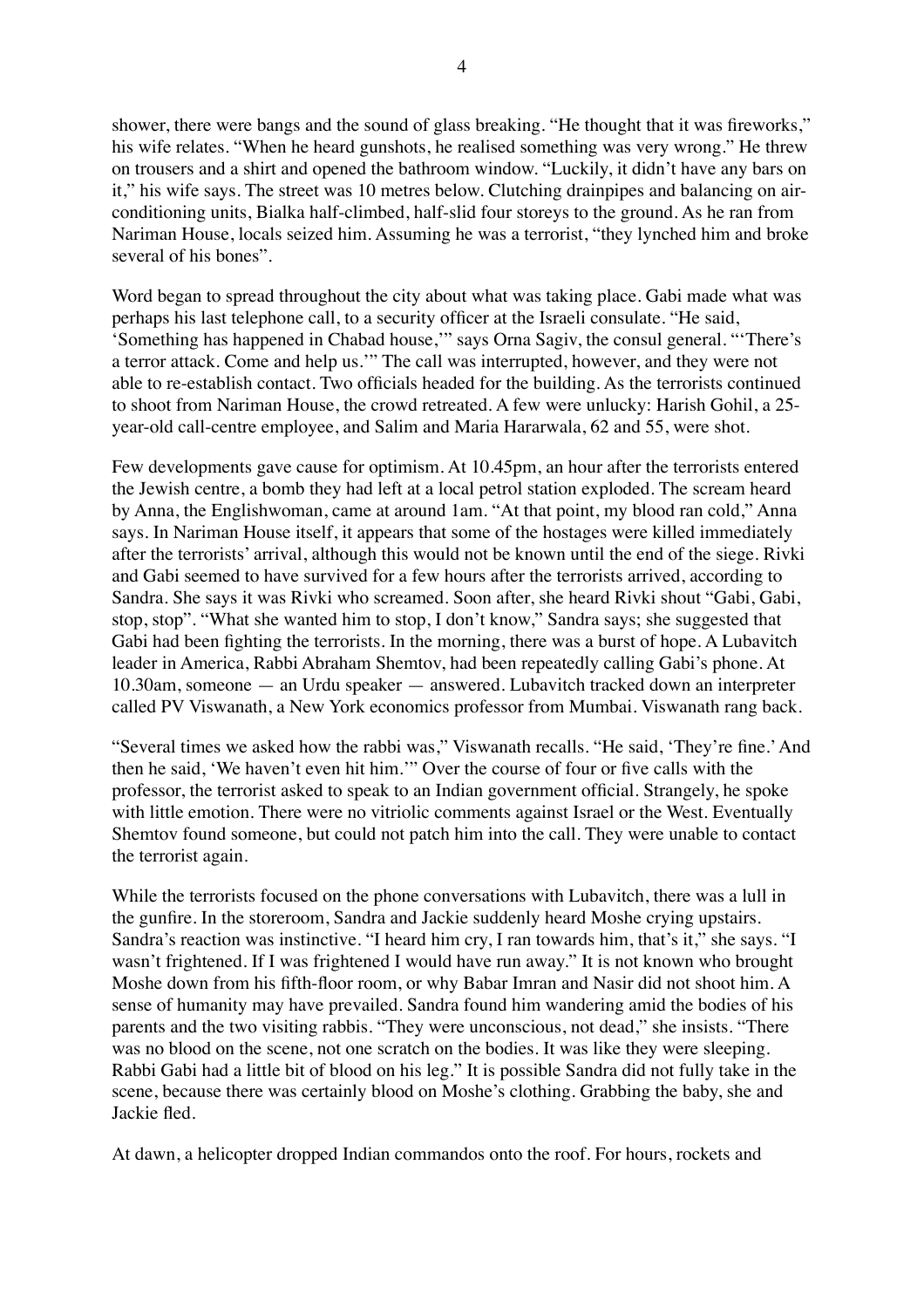shower, there were bangs and the sound of glass breaking. "He thought that it was fireworks," his wife relates. "When he heard gunshots, he realised something was very wrong." He threw on trousers and a shirt and opened the bathroom window. "Luckily, it didn't have any bars on it," his wife says. The street was 10 metres below. Clutching drainpipes and balancing on air-conditioning units, Bialka half-climbed, half-slid four storeys to the ground. As he ran from Nariman House, locals seized him. Assuming he was a terrorist, "they lynched him and broke several of his bones".

Word began to spread throughout the city about what was taking place. Gabi made what was perhaps his last telephone call, to a security officer at the Israeli consulate. "He said, 'Something has happened in Chabad house,'" says Orna Sagiv, the consul general. "'There's a terror attack. Come and help us.'" The call was interrupted, however, and they were not able to re-establish contact. Two officials headed for the building. As the terrorists continued to shoot from Nariman House, the crowd retreated. A few were unlucky: Harish Gohil, a 25-year-old call-centre employee, and Salim and Maria Hararwala, 62 and 55, were shot.

Few developments gave cause for optimism. At 10.45pm, an hour after the terrorists entered the Jewish centre, a bomb they had left at a local petrol station exploded. The scream heard by Anna, the Englishwoman, came at around 1am. "At that point, my blood ran cold," Anna says. In Nariman House itself, it appears that some of the hostages were killed immediately after the terrorists' arrival, although this would not be known until the end of the siege. Rivki and Gabi seemed to have survived for a few hours after the terrorists arrived, according to Sandra. She says it was Rivki who screamed. Soon after, she heard Rivki shout "Gabi, Gabi, stop, stop". "What she wanted him to stop, I don't know," Sandra says; she suggested that Gabi had been fighting the terrorists. In the morning, there was a burst of hope. A Lubavitch leader in America, Rabbi Abraham Shemtov, had been repeatedly calling Gabi's phone. At 10.30am, someone — an Urdu speaker — answered. Lubavitch tracked down an interpreter called PV Viswanath, a New York economics professor from Mumbai. Viswanath rang back.

"Several times we asked how the rabbi was," Viswanath recalls. "He said, 'They're fine.' And then he said, 'We haven't even hit him.'" Over the course of four or five calls with the professor, the terrorist asked to speak to an Indian government official. Strangely, he spoke with little emotion. There were no vitriolic comments against Israel or the West. Eventually Shemtov found someone, but could not patch him into the call. They were unable to contact the terrorist again.

While the terrorists focused on the phone conversations with Lubavitch, there was a lull in the gunfire. In the storeroom, Sandra and Jackie suddenly heard Moshe crying upstairs. Sandra's reaction was instinctive. "I heard him cry, I ran towards him, that's it," she says. "I wasn't frightened. If I was frightened I would have run away." It is not known who brought Moshe down from his fifth-floor room, or why Babar Imran and Nasir did not shoot him. A sense of humanity may have prevailed. Sandra found him wandering amid the bodies of his parents and the two visiting rabbis. "They were unconscious, not dead," she insists. "There was no blood on the scene, not one scratch on the bodies. It was like they were sleeping. Rabbi Gabi had a little bit of blood on his leg." It is possible Sandra did not fully take in the scene, because there was certainly blood on Moshe's clothing. Grabbing the baby, she and Jackie fled.

At dawn, a helicopter dropped Indian commandos onto the roof. For hours, rockets and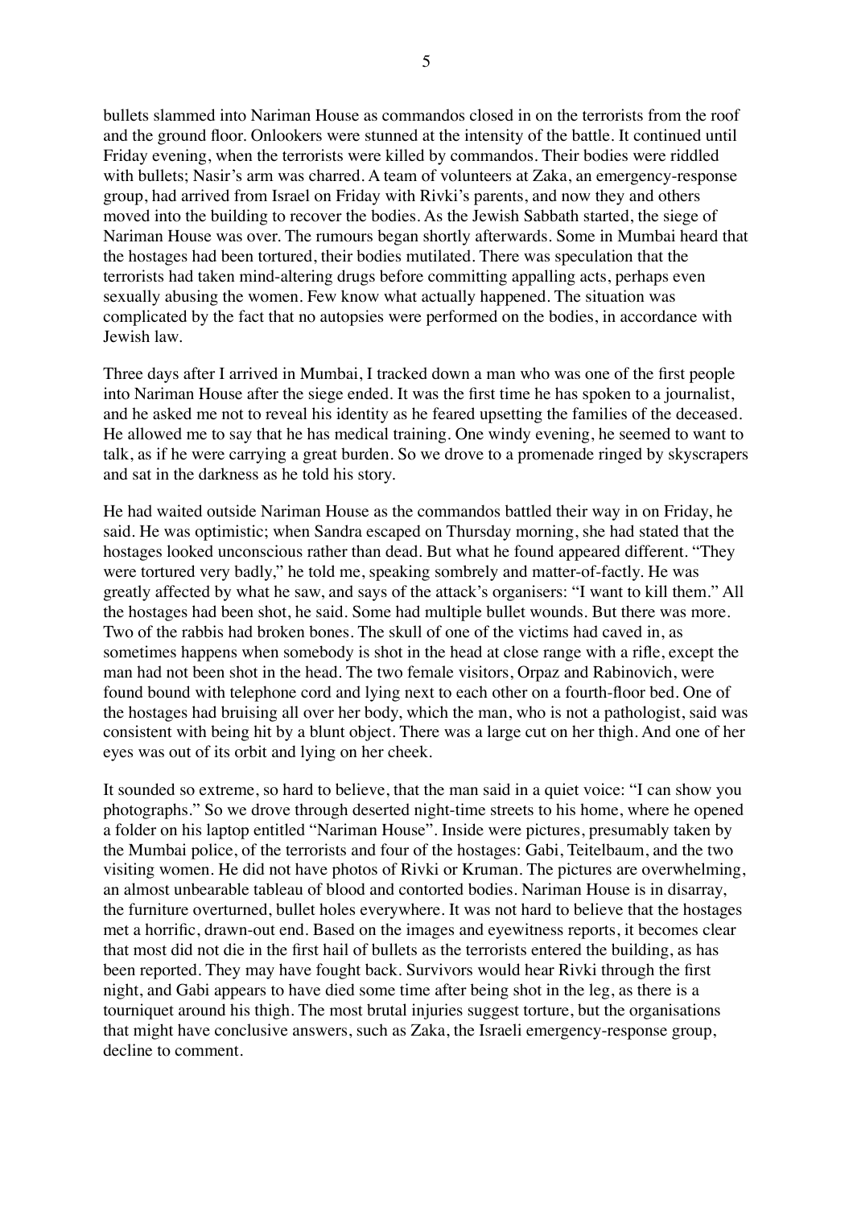bullets slammed into Nariman House as commandos closed in on the terrorists from the roof and the ground floor. Onlookers were stunned at the intensity of the battle. It continued until Friday evening, when the terrorists were killed by commandos. Their bodies were riddled with bullets; Nasir's arm was charred. A team of volunteers at Zaka, an emergency-response group, had arrived from Israel on Friday with Rivki's parents, and now they and others moved into the building to recover the bodies. As the Jewish Sabbath started, the siege of Nariman House was over. The rumours began shortly afterwards. Some in Mumbai heard that the hostages had been tortured, their bodies mutilated. There was speculation that the terrorists had taken mind-altering drugs before committing appalling acts, perhaps even sexually abusing the women. Few know what actually happened. The situation was complicated by the fact that no autopsies were performed on the bodies, in accordance with Jewish law.

Three days after I arrived in Mumbai, I tracked down a man who was one of the first people into Nariman House after the siege ended. It was the first time he has spoken to a journalist, and he asked me not to reveal his identity as he feared upsetting the families of the deceased. He allowed me to say that he has medical training. One windy evening, he seemed to want to talk, as if he were carrying a great burden. So we drove to a promenade ringed by skyscrapers and sat in the darkness as he told his story.

He had waited outside Nariman House as the commandos battled their way in on Friday, he said. He was optimistic; when Sandra escaped on Thursday morning, she had stated that the hostages looked unconscious rather than dead. But what he found appeared different. "They were tortured very badly," he told me, speaking sombrely and matter-of-factly. He was greatly affected by what he saw, and says of the attack's organisers: "I want to kill them." All the hostages had been shot, he said. Some had multiple bullet wounds. But there was more. Two of the rabbis had broken bones. The skull of one of the victims had caved in, as sometimes happens when somebody is shot in the head at close range with a rifle, except the man had not been shot in the head. The two female visitors, Orpaz and Rabinovich, were found bound with telephone cord and lying next to each other on a fourth-floor bed. One of the hostages had bruising all over her body, which the man, who is not a pathologist, said was consistent with being hit by a blunt object. There was a large cut on her thigh. And one of her eyes was out of its orbit and lying on her cheek.

It sounded so extreme, so hard to believe, that the man said in a quiet voice: "I can show you photographs." So we drove through deserted night-time streets to his home, where he opened a folder on his laptop entitled "Nariman House". Inside were pictures, presumably taken by the Mumbai police, of the terrorists and four of the hostages: Gabi, Teitelbaum, and the two visiting women. He did not have photos of Rivki or Kruman. The pictures are overwhelming, an almost unbearable tableau of blood and contorted bodies. Nariman House is in disarray, the furniture overturned, bullet holes everywhere. It was not hard to believe that the hostages met a horrific, drawn-out end. Based on the images and eyewitness reports, it becomes clear that most did not die in the first hail of bullets as the terrorists entered the building, as has been reported. They may have fought back. Survivors would hear Rivki through the first night, and Gabi appears to have died some time after being shot in the leg, as there is a tourniquet around his thigh. The most brutal injuries suggest torture, but the organisations that might have conclusive answers, such as Zaka, the Israeli emergency-response group, decline to comment.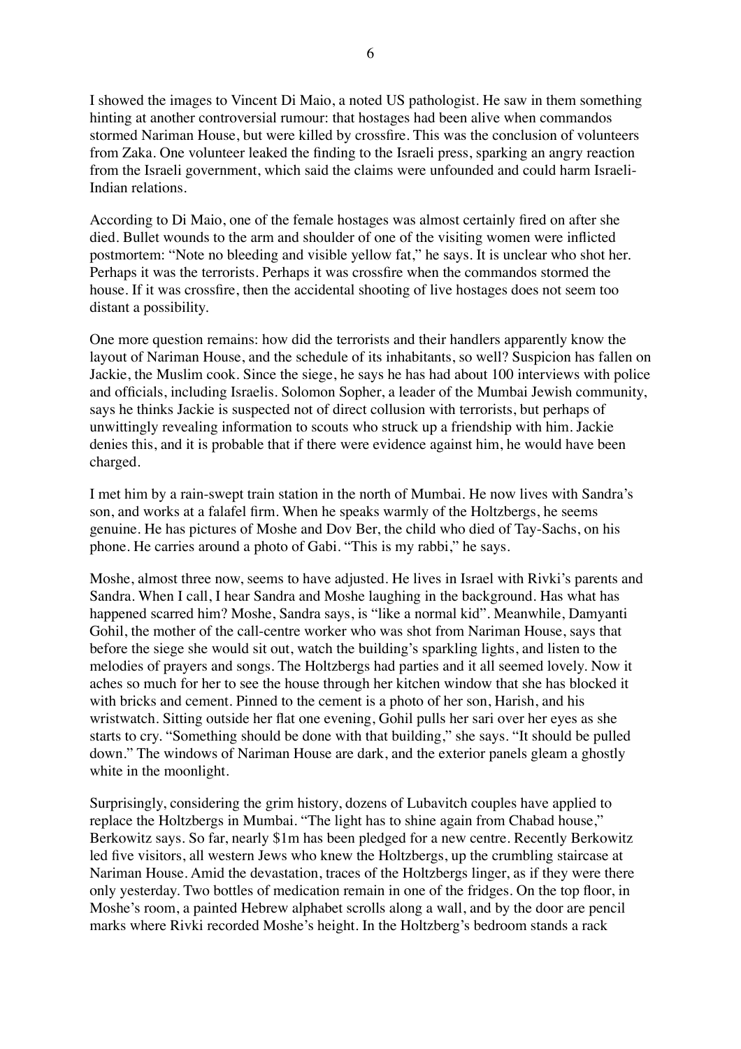I showed the images to Vincent Di Maio, a noted US pathologist. He saw in them something hinting at another controversial rumour: that hostages had been alive when commandos stormed Nariman House, but were killed by crossfire. This was the conclusion of volunteers from Zaka. One volunteer leaked the finding to the Israeli press, sparking an angry reaction from the Israeli government, which said the claims were unfounded and could harm Israeli-Indian relations.

According to Di Maio, one of the female hostages was almost certainly fired on after she died. Bullet wounds to the arm and shoulder of one of the visiting women were inflicted postmortem: "Note no bleeding and visible yellow fat," he says. It is unclear who shot her. Perhaps it was the terrorists. Perhaps it was crossfire when the commandos stormed the house. If it was crossfire, then the accidental shooting of live hostages does not seem too distant a possibility.

One more question remains: how did the terrorists and their handlers apparently know the layout of Nariman House, and the schedule of its inhabitants, so well? Suspicion has fallen on Jackie, the Muslim cook. Since the siege, he says he has had about 100 interviews with police and officials, including Israelis. Solomon Sopher, a leader of the Mumbai Jewish community, says he thinks Jackie is suspected not of direct collusion with terrorists, but perhaps of unwittingly revealing information to scouts who struck up a friendship with him. Jackie denies this, and it is probable that if there were evidence against him, he would have been charged.

I met him by a rain-swept train station in the north of Mumbai. He now lives with Sandra's son, and works at a falafel firm. When he speaks warmly of the Holtzbergs, he seems genuine. He has pictures of Moshe and Dov Ber, the child who died of Tay-Sachs, on his phone. He carries around a photo of Gabi. "This is my rabbi," he says.

Moshe, almost three now, seems to have adjusted. He lives in Israel with Rivki's parents and Sandra. When I call, I hear Sandra and Moshe laughing in the background. Has what has happened scarred him? Moshe, Sandra says, is "like a normal kid". Meanwhile, Damyanti Gohil, the mother of the call-centre worker who was shot from Nariman House, says that before the siege she would sit out, watch the building's sparkling lights, and listen to the melodies of prayers and songs. The Holtzbergs had parties and it all seemed lovely. Now it aches so much for her to see the house through her kitchen window that she has blocked it with bricks and cement. Pinned to the cement is a photo of her son, Harish, and his wristwatch. Sitting outside her flat one evening, Gohil pulls her sari over her eyes as she starts to cry. "Something should be done with that building," she says. "It should be pulled down." The windows of Nariman House are dark, and the exterior panels gleam a ghostly white in the moonlight.

Surprisingly, considering the grim history, dozens of Lubavitch couples have applied to replace the Holtzbergs in Mumbai. "The light has to shine again from Chabad house," Berkowitz says. So far, nearly $1m has been pledged for a new centre. Recently Berkowitz led five visitors, all western Jews who knew the Holtzbergs, up the crumbling staircase at Nariman House. Amid the devastation, traces of the Holtzbergs linger, as if they were there only yesterday. Two bottles of medication remain in one of the fridges. On the top floor, in Moshe's room, a painted Hebrew alphabet scrolls along a wall, and by the door are pencil marks where Rivki recorded Moshe's height. In the Holtzberg's bedroom stands a rack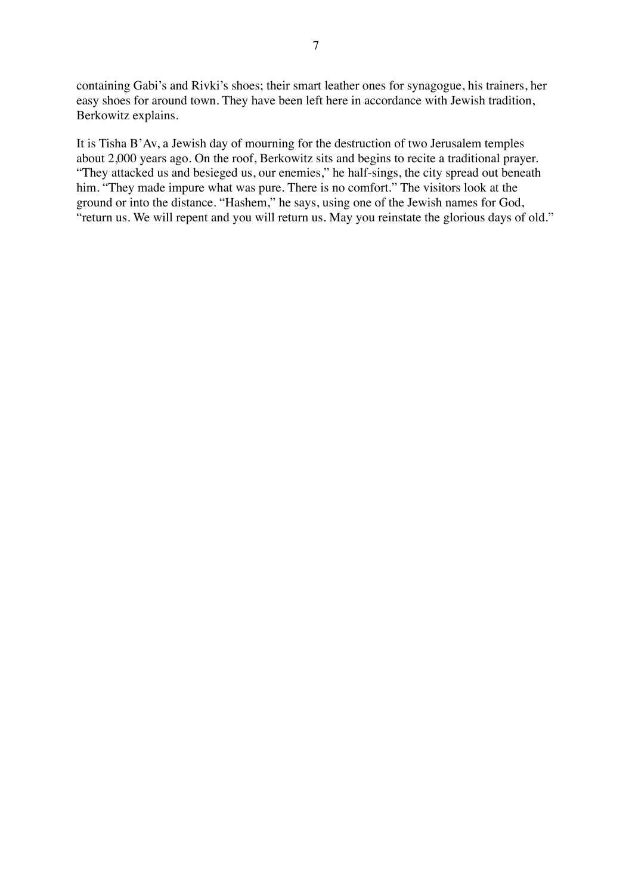containing Gabi's and Rivki's shoes; their smart leather ones for synagogue, his trainers, her easy shoes for around town. They have been left here in accordance with Jewish tradition, Berkowitz explains.

It is Tisha B'Av, a Jewish day of mourning for the destruction of two Jerusalem temples about 2,000 years ago. On the roof, Berkowitz sits and begins to recite a traditional prayer. "They attacked us and besieged us, our enemies," he half-sings, the city spread out beneath him. "They made impure what was pure. There is no comfort." The visitors look at the ground or into the distance. "Hashem," he says, using one of the Jewish names for God, "return us. We will repent and you will return us. May you reinstate the glorious days of old."